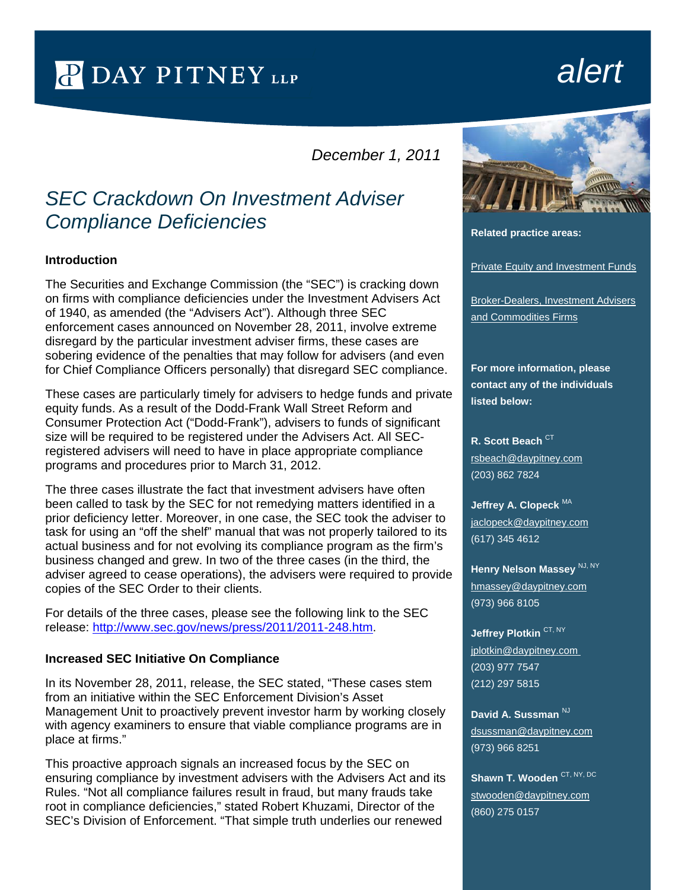DAY PITNEY LLP

*alert*

*December 1, 2011*

# *SEC Crackdown On Investment Adviser Compliance Deficiencies*

### Introduction

The Securities and Exchange Commission (the "SEC") is cracking down on firms with compliance deficiencies under the Investment Advisers Act of 1940, as amended (the "Advisers Act"). Although three SEC enforcement cases announced on November 28, 2011, involve extreme disregard by the particular investment adviser firms, these cases are sobering evidence of the penalties that may follow for advisers (and even for Chief Compliance Officers personally) that disregard SEC compliance.

These cases are particularly timely for advisers to hedge funds and private equity funds. As a result of the Dodd-Frank Wall Street Reform and Consumer Protection Act ("Dodd-Frank"), advisers to funds of significant size will be required to be registered under the Advisers Act. All SEC-registered advisers will need to have in place appropriate compliance programs and procedures prior to March 31, 2012.

The three cases illustrate the fact that investment advisers have often been called to task by the SEC for not remedying matters identified in a prior deficiency letter. Moreover, in one case, the SEC took the adviser to task for using an "off the shelf" manual that was not properly tailored to its actual business and for not evolving its compliance program as the firm's business changed and grew. In two of the three cases (in the third, the adviser agreed to cease operations), the advisers were required to provide copies of the SEC Order to their clients.

For details of the three cases, please see the following link to the SEC release: http://www.sec.gov/news/press/2011/2011-248.htm.

### Increased SEC Initiative On Compliance

In its November 28, 2011, release, the SEC stated, "These cases stem from an initiative within the SEC Enforcement Division's Asset Management Unit to proactively prevent investor harm by working closely with agency examiners to ensure that viable compliance programs are in place at firms."

This proactive approach signals an increased focus by the SEC on ensuring compliance by investment advisers with the Advisers Act and its Rules. "Not all compliance failures result in fraud, but many frauds take root in compliance deficiencies," stated Robert Khuzami, Director of the SEC's Division of Enforcement. "That simple truth underlies our renewed

**Related practice areas:**

Private Equity and Investment Funds

Broker-Dealers, Investment Advisers and Commodities Firms

**For more information, please contact any of the individuals listed below:**

**R. Scott Beach** CT
rsbeach@daypitney.com
(203) 862 7824

**Jeffrey A. Clopeck** MA
jaclopeck@daypitney.com
(617) 345 4612

**Henry Nelson Massey** NJ, NY
hmassey@daypitney.com
(973) 966 8105

**Jeffrey Plotkin** CT, NY
jplotkin@daypitney.com
(203) 977 7547
(212) 297 5815

**David A. Sussman** NJ
dsussman@daypitney.com
(973) 966 8251

**Shawn T. Wooden** CT, NY, DC
stwooden@daypitney.com
(860) 275 0157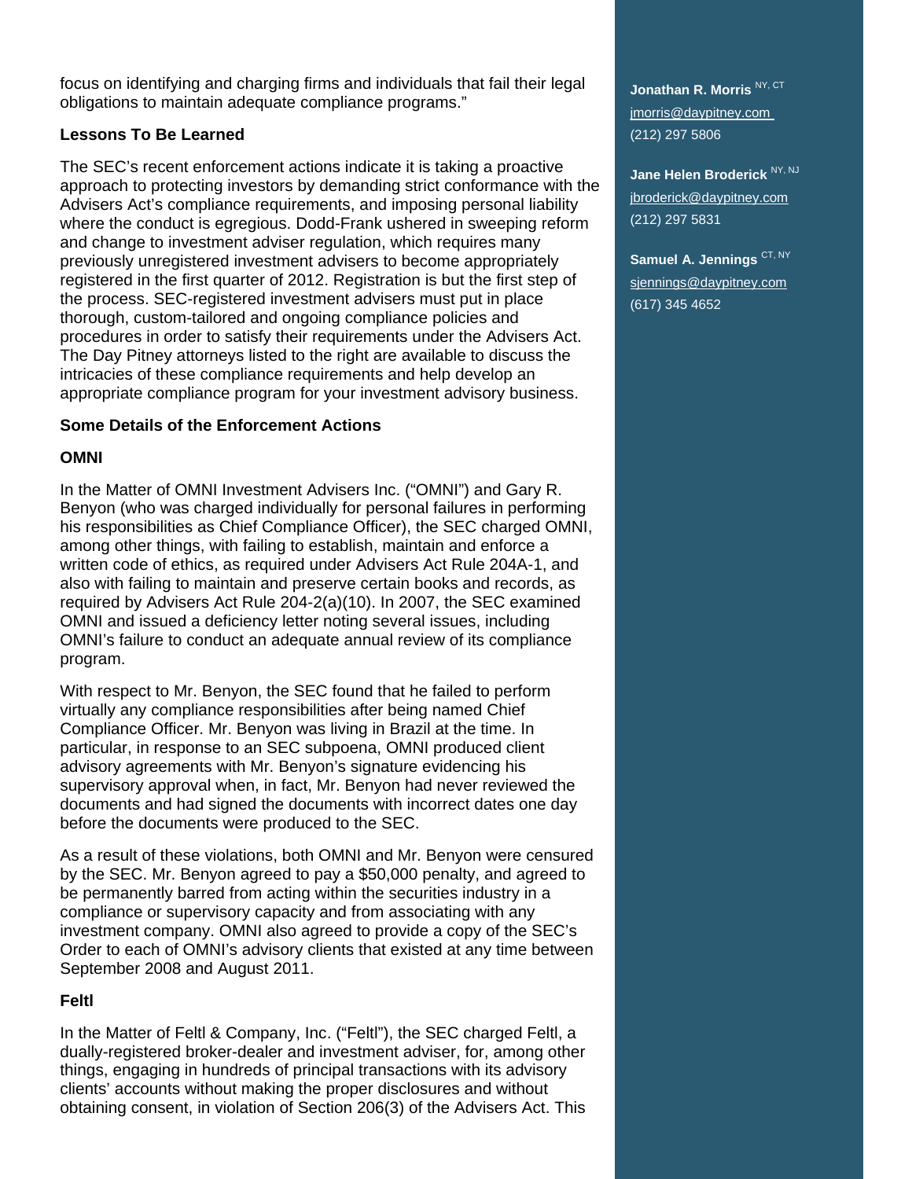focus on identifying and charging firms and individuals that fail their legal obligations to maintain adequate compliance programs."

### Lessons To Be Learned

The SEC's recent enforcement actions indicate it is taking a proactive approach to protecting investors by demanding strict conformance with the Advisers Act's compliance requirements, and imposing personal liability where the conduct is egregious. Dodd-Frank ushered in sweeping reform and change to investment adviser regulation, which requires many previously unregistered investment advisers to become appropriately registered in the first quarter of 2012. Registration is but the first step of the process. SEC-registered investment advisers must put in place thorough, custom-tailored and ongoing compliance policies and procedures in order to satisfy their requirements under the Advisers Act. The Day Pitney attorneys listed to the right are available to discuss the intricacies of these compliance requirements and help develop an appropriate compliance program for your investment advisory business.

### Some Details of the Enforcement Actions

#### OMNI

In the Matter of OMNI Investment Advisers Inc. ("OMNI") and Gary R. Benyon (who was charged individually for personal failures in performing his responsibilities as Chief Compliance Officer), the SEC charged OMNI, among other things, with failing to establish, maintain and enforce a written code of ethics, as required under Advisers Act Rule 204A-1, and also with failing to maintain and preserve certain books and records, as required by Advisers Act Rule 204-2(a)(10). In 2007, the SEC examined OMNI and issued a deficiency letter noting several issues, including OMNI's failure to conduct an adequate annual review of its compliance program.

With respect to Mr. Benyon, the SEC found that he failed to perform virtually any compliance responsibilities after being named Chief Compliance Officer. Mr. Benyon was living in Brazil at the time. In particular, in response to an SEC subpoena, OMNI produced client advisory agreements with Mr. Benyon's signature evidencing his supervisory approval when, in fact, Mr. Benyon had never reviewed the documents and had signed the documents with incorrect dates one day before the documents were produced to the SEC.

As a result of these violations, both OMNI and Mr. Benyon were censured by the SEC. Mr. Benyon agreed to pay a $50,000 penalty, and agreed to be permanently barred from acting within the securities industry in a compliance or supervisory capacity and from associating with any investment company. OMNI also agreed to provide a copy of the SEC's Order to each of OMNI's advisory clients that existed at any time between September 2008 and August 2011.

#### Feltl

In the Matter of Feltl & Company, Inc. ("Feltl"), the SEC charged Feltl, a dually-registered broker-dealer and investment adviser, for, among other things, engaging in hundreds of principal transactions with its advisory clients' accounts without making the proper disclosures and without obtaining consent, in violation of Section 206(3) of the Advisers Act. This

**Jonathan R. Morris** [NY, CT]
jmorris@daypitney.com
(212) 297 5806

**Jane Helen Broderick** [NY, NJ]
jbroderick@daypitney.com
(212) 297 5831

**Samuel A. Jennings** [CT, NY]
sjennings@daypitney.com
(617) 345 4652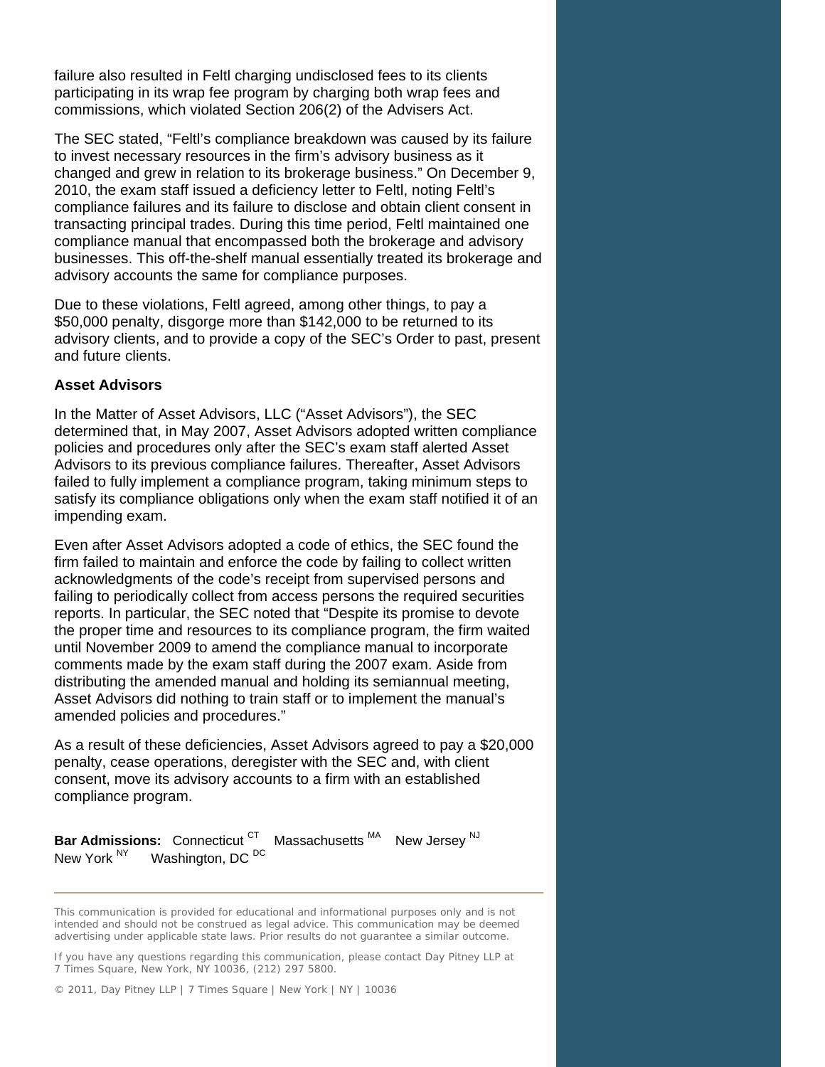failure also resulted in Feltl charging undisclosed fees to its clients participating in its wrap fee program by charging both wrap fees and commissions, which violated Section 206(2) of the Advisers Act.

The SEC stated, "Feltl's compliance breakdown was caused by its failure to invest necessary resources in the firm's advisory business as it changed and grew in relation to its brokerage business." On December 9, 2010, the exam staff issued a deficiency letter to Feltl, noting Feltl's compliance failures and its failure to disclose and obtain client consent in transacting principal trades. During this time period, Feltl maintained one compliance manual that encompassed both the brokerage and advisory businesses. This off-the-shelf manual essentially treated its brokerage and advisory accounts the same for compliance purposes.

Due to these violations, Feltl agreed, among other things, to pay a $50,000 penalty, disgorge more than $142,000 to be returned to its advisory clients, and to provide a copy of the SEC's Order to past, present and future clients.

**Asset Advisors**

In the Matter of Asset Advisors, LLC ("Asset Advisors"), the SEC determined that, in May 2007, Asset Advisors adopted written compliance policies and procedures only after the SEC's exam staff alerted Asset Advisors to its previous compliance failures. Thereafter, Asset Advisors failed to fully implement a compliance program, taking minimum steps to satisfy its compliance obligations only when the exam staff notified it of an impending exam.

Even after Asset Advisors adopted a code of ethics, the SEC found the firm failed to maintain and enforce the code by failing to collect written acknowledgments of the code's receipt from supervised persons and failing to periodically collect from access persons the required securities reports. In particular, the SEC noted that "Despite its promise to devote the proper time and resources to its compliance program, the firm waited until November 2009 to amend the compliance manual to incorporate comments made by the exam staff during the 2007 exam. Aside from distributing the amended manual and holding its semiannual meeting, Asset Advisors did nothing to train staff or to implement the manual's amended policies and procedures."

As a result of these deficiencies, Asset Advisors agreed to pay a $20,000 penalty, cease operations, deregister with the SEC and, with client consent, move its advisory accounts to a firm with an established compliance program.

**Bar Admissions:** Connecticut [CT] Massachusetts [MA] New Jersey [NJ] New York [NY] Washington, DC [DC]

---

This communication is provided for educational and informational purposes only and is not intended and should not be construed as legal advice. This communication may be deemed advertising under applicable state laws. Prior results do not guarantee a similar outcome.

If you have any questions regarding this communication, please contact Day Pitney LLP at 7 Times Square, New York, NY 10036, (212) 297 5800.

© 2011, Day Pitney LLP | 7 Times Square | New York | NY | 10036